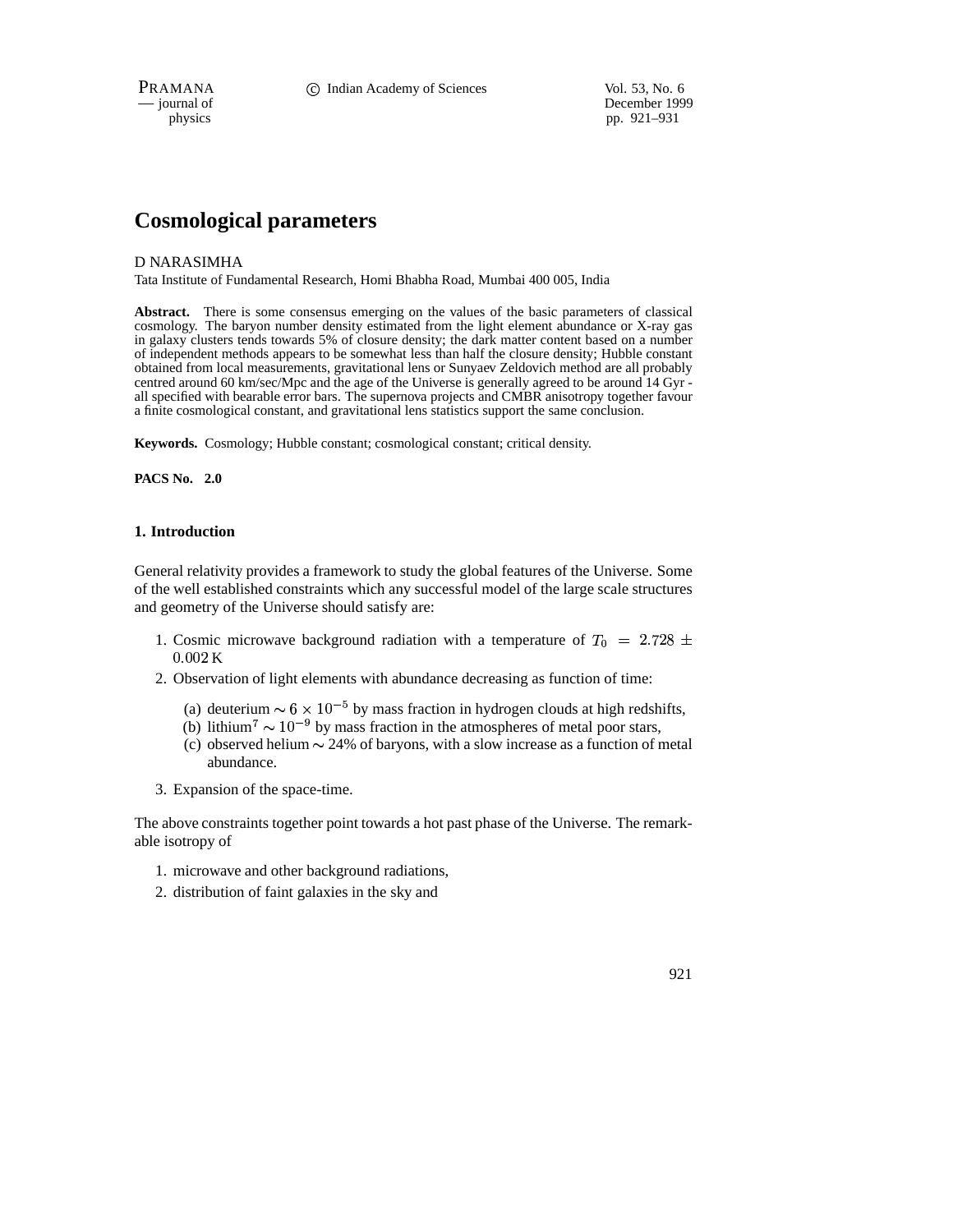# Cosmological parameters

D NARASIMHA

Tata Institute of Fundamental Research, Homi Bhabha Road, Mumbai 400 005, India

**Abstract.** There is some consensus emerging on the values of the basic parameters of classical cosmology. The baryon number density estimated from the light element abundance or X-ray gas in galaxy clusters tends towards 5% of closure density; the dark matter content based on a number of independent methods appears to be somewhat less than half the closure density; Hubble constant obtained from local measurements, gravitational lens or Sunyaev Zeldovich method are all probably centred around 60 km/sec/Mpc and the age of the Universe is generally agreed to be around 14 Gyr - all specified with bearable error bars. The supernova projects and CMBR anisotropy together favour a finite cosmological constant, and gravitational lens statistics support the same conclusion.

**Keywords.** Cosmology; Hubble constant; cosmological constant; critical density.

**PACS No. 2.0**

## 1. Introduction

General relativity provides a framework to study the global features of the Universe. Some of the well established constraints which any successful model of the large scale structures and geometry of the Universe should satisfy are:

1. Cosmic microwave background radiation with a temperature of $T_0 = 2.728 \pm 0.002$ K
2. Observation of light elements with abundance decreasing as function of time:
   (a) deuterium $\sim 6 \times 10^{-5}$ by mass fraction in hydrogen clouds at high redshifts,
   (b) lithium$^7$ $\sim 10^{-9}$ by mass fraction in the atmospheres of metal poor stars,
   (c) observed helium $\sim$ 24% of baryons, with a slow increase as a function of metal abundance.
3. Expansion of the space-time.

The above constraints together point towards a hot past phase of the Universe. The remarkable isotropy of

1. microwave and other background radiations,
2. distribution of faint galaxies in the sky and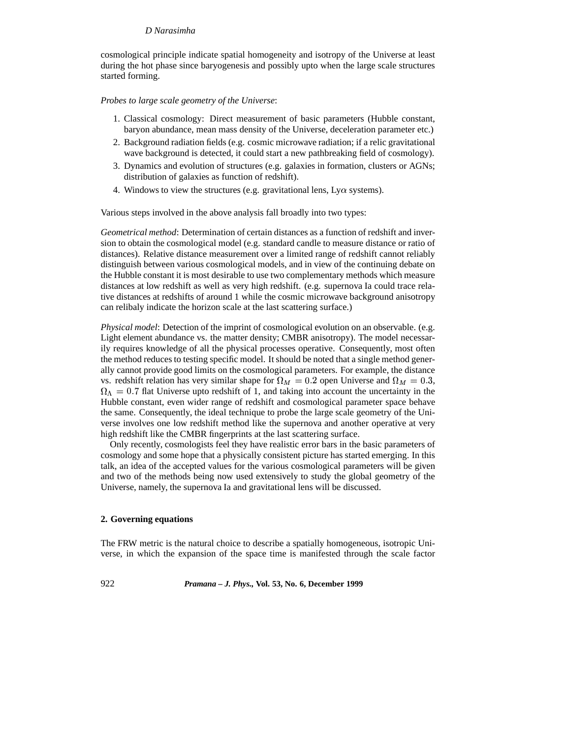cosmological principle indicate spatial homogeneity and isotropy of the Universe at least during the hot phase since baryogenesis and possibly upto when the large scale structures started forming.

*Probes to large scale geometry of the Universe*:

1. Classical cosmology: Direct measurement of basic parameters (Hubble constant, baryon abundance, mean mass density of the Universe, deceleration parameter etc.)
2. Background radiation fields (e.g. cosmic microwave radiation; if a relic gravitational wave background is detected, it could start a new pathbreaking field of cosmology).
3. Dynamics and evolution of structures (e.g. galaxies in formation, clusters or AGNs; distribution of galaxies as function of redshift).
4. Windows to view the structures (e.g. gravitational lens, Ly$\alpha$ systems).

Various steps involved in the above analysis fall broadly into two types:

*Geometrical method*: Determination of certain distances as a function of redshift and inversion to obtain the cosmological model (e.g. standard candle to measure distance or ratio of distances). Relative distance measurement over a limited range of redshift cannot reliably distinguish between various cosmological models, and in view of the continuing debate on the Hubble constant it is most desirable to use two complementary methods which measure distances at low redshift as well as very high redshift. (e.g. supernova Ia could trace relative distances at redshifts of around 1 while the cosmic microwave background anisotropy can relibaly indicate the horizon scale at the last scattering surface.)

*Physical model*: Detection of the imprint of cosmological evolution on an observable. (e.g. Light element abundance vs. the matter density; CMBR anisotropy). The model necessarily requires knowledge of all the physical processes operative. Consequently, most often the method reduces to testing specific model. It should be noted that a single method generally cannot provide good limits on the cosmological parameters. For example, the distance vs. redshift relation has very similar shape for $\Omega_M = 0.2$ open Universe and $\Omega_M = 0.3$, $\Omega_\Lambda = 0.7$ flat Universe upto redshift of 1, and taking into account the uncertainty in the Hubble constant, even wider range of redshift and cosmological parameter space behave the same. Consequently, the ideal technique to probe the large scale geometry of the Universe involves one low redshift method like the supernova and another operative at very high redshift like the CMBR fingerprints at the last scattering surface.

Only recently, cosmologists feel they have realistic error bars in the basic parameters of cosmology and some hope that a physically consistent picture has started emerging. In this talk, an idea of the accepted values for the various cosmological parameters will be given and two of the methods being now used extensively to study the global geometry of the Universe, namely, the supernova Ia and gravitational lens will be discussed.

## 2. Governing equations

The FRW metric is the natural choice to describe a spatially homogeneous, isotropic Universe, in which the expansion of the space time is manifested through the scale factor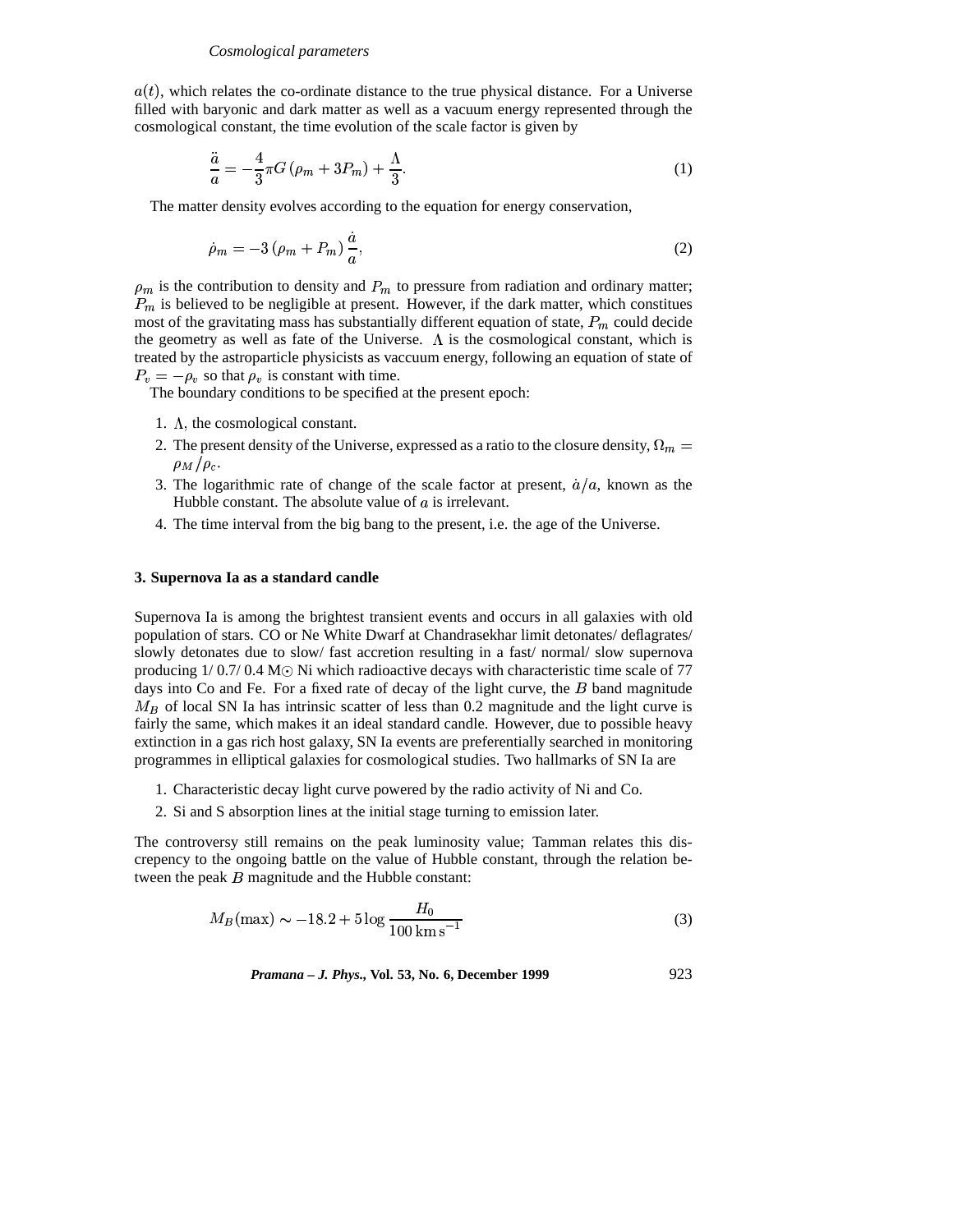$a(t)$, which relates the co-ordinate distance to the true physical distance. For a Universe filled with baryonic and dark matter as well as a vacuum energy represented through the cosmological constant, the time evolution of the scale factor is given by

$$\frac{\ddot{a}}{a} = -\frac{4}{3}\pi G\left(\rho_m + 3P_m\right) + \frac{\Lambda}{3}. \tag{1}$$

The matter density evolves according to the equation for energy conservation,

$$\dot{\rho}_m = -3\left(\rho_m + P_m\right)\frac{\dot{a}}{a}, \tag{2}$$

$\rho_m$ is the contribution to density and $P_m$ to pressure from radiation and ordinary matter; $P_m$ is believed to be negligible at present. However, if the dark matter, which constitues most of the gravitating mass has substantially different equation of state, $P_m$ could decide the geometry as well as fate of the Universe. $\Lambda$ is the cosmological constant, which is treated by the astroparticle physicists as vaccuum energy, following an equation of state of $P_v = -\rho_v$ so that $\rho_v$ is constant with time.

The boundary conditions to be specified at the present epoch:

1. $\Lambda$, the cosmological constant.
2. The present density of the Universe, expressed as a ratio to the closure density, $\Omega_m = \rho_M/\rho_c$.
3. The logarithmic rate of change of the scale factor at present, $\dot{a}/a$, known as the Hubble constant. The absolute value of $a$ is irrelevant.
4. The time interval from the big bang to the present, i.e. the age of the Universe.

## 3. Supernova Ia as a standard candle

Supernova Ia is among the brightest transient events and occurs in all galaxies with old population of stars. CO or Ne White Dwarf at Chandrasekhar limit detonates/ deflagrates/ slowly detonates due to slow/ fast accretion resulting in a fast/ normal/ slow supernova producing 1/ 0.7/ 0.4 $M_\odot$ Ni which radioactive decays with characteristic time scale of 77 days into Co and Fe. For a fixed rate of decay of the light curve, the $B$ band magnitude $M_B$ of local SN Ia has intrinsic scatter of less than 0.2 magnitude and the light curve is fairly the same, which makes it an ideal standard candle. However, due to possible heavy extinction in a gas rich host galaxy, SN Ia events are preferentially searched in monitoring programmes in elliptical galaxies for cosmological studies. Two hallmarks of SN Ia are

1. Characteristic decay light curve powered by the radio activity of Ni and Co.
2. Si and S absorption lines at the initial stage turning to emission later.

The controversy still remains on the peak luminosity value; Tamman relates this discrepency to the ongoing battle on the value of Hubble constant, through the relation between the peak $B$ magnitude and the Hubble constant:

$$M_B(\mathrm{max}) \sim -18.2 + 5\log\frac{H_0}{100\,\mathrm{km\,s}^{-1}} \tag{3}$$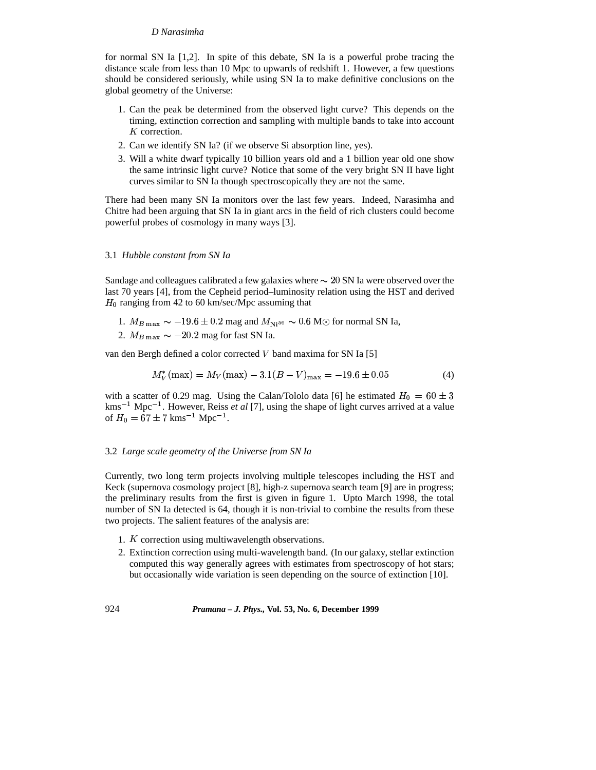for normal SN Ia [1,2]. In spite of this debate, SN Ia is a powerful probe tracing the distance scale from less than 10 Mpc to upwards of redshift 1. However, a few questions should be considered seriously, while using SN Ia to make definitive conclusions on the global geometry of the Universe:

1. Can the peak be determined from the observed light curve? This depends on the timing, extinction correction and sampling with multiple bands to take into account $K$ correction.
2. Can we identify SN Ia? (if we observe Si absorption line, yes).
3. Will a white dwarf typically 10 billion years old and a 1 billion year old one show the same intrinsic light curve? Notice that some of the very bright SN II have light curves similar to SN Ia though spectroscopically they are not the same.

There had been many SN Ia monitors over the last few years. Indeed, Narasimha and Chitre had been arguing that SN Ia in giant arcs in the field of rich clusters could become powerful probes of cosmology in many ways [3].

### 3.1 *Hubble constant from SN Ia*

Sandage and colleagues calibrated a few galaxies where $\sim 20$ SN Ia were observed over the last 70 years [4], from the Cepheid period–luminosity relation using the HST and derived $H_0$ ranging from 42 to 60 km/sec/Mpc assuming that

1. $M_{B\,\mathrm{max}} \sim -19.6 \pm 0.2$ mag and $M_{\mathrm{Ni}^{56}} \sim 0.6$ $M_\odot$ for normal SN Ia,
2. $M_{B\,\mathrm{max}} \sim -20.2$ mag for fast SN Ia.

van den Bergh defined a color corrected $V$ band maxima for SN Ia [5]

$$M_V^*(\mathrm{max}) = M_V(\mathrm{max}) - 3.1(B-V)_{\mathrm{max}} = -19.6 \pm 0.05 \tag{4}$$

with a scatter of 0.29 mag. Using the Calan/Tololo data [6] he estimated $H_0 = 60 \pm 3$ kms$^{-1}$ Mpc$^{-1}$. However, Reiss *et al* [7], using the shape of light curves arrived at a value of $H_0 = 67 \pm 7$ kms$^{-1}$ Mpc$^{-1}$.

### 3.2 *Large scale geometry of the Universe from SN Ia*

Currently, two long term projects involving multiple telescopes including the HST and Keck (supernova cosmology project [8], high-z supernova search team [9] are in progress; the preliminary results from the first is given in figure 1. Upto March 1998, the total number of SN Ia detected is 64, though it is non-trivial to combine the results from these two projects. The salient features of the analysis are:

1. $K$ correction using multiwavelength observations.
2. Extinction correction using multi-wavelength band. (In our galaxy, stellar extinction computed this way generally agrees with estimates from spectroscopy of hot stars; but occasionally wide variation is seen depending on the source of extinction [10].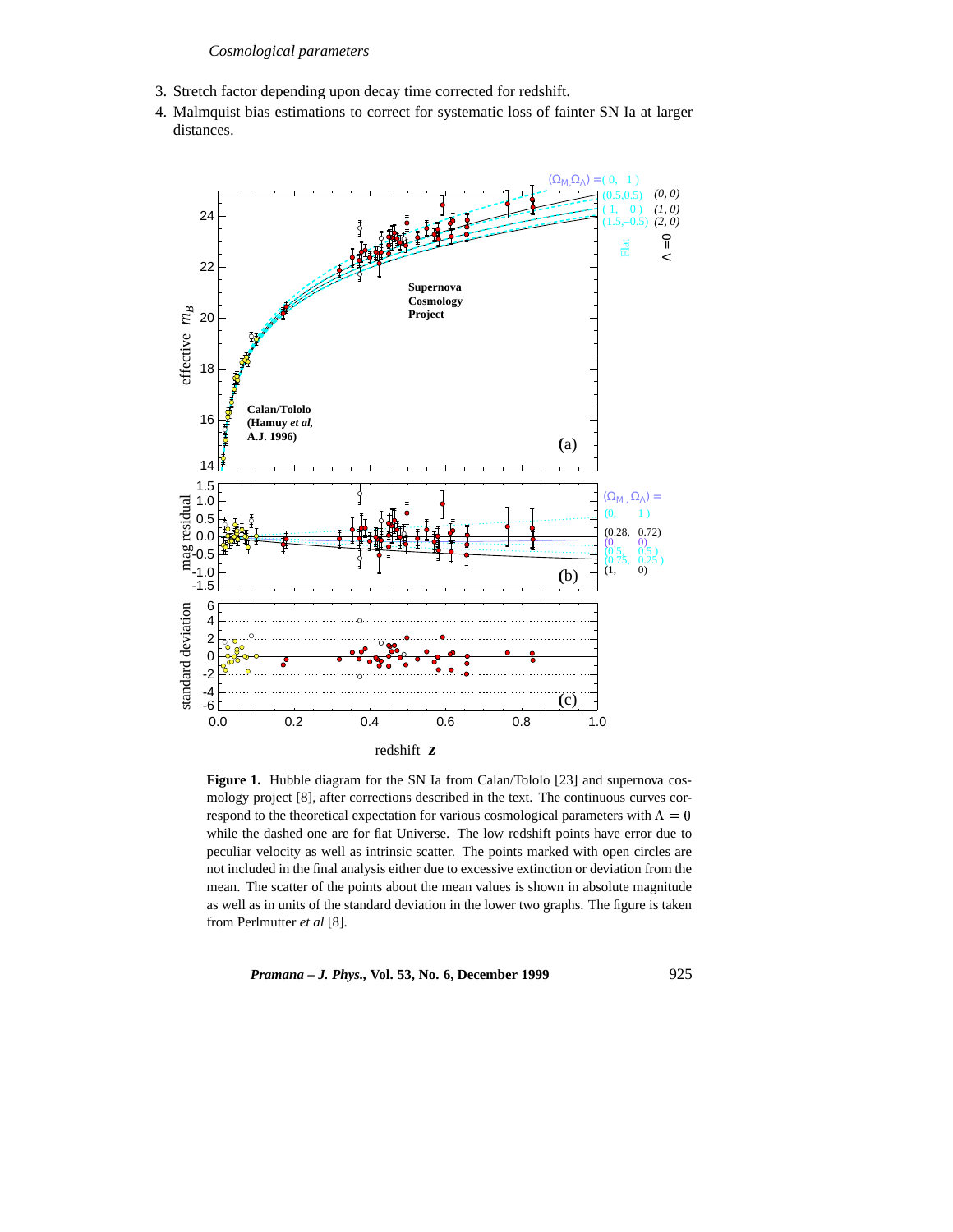3. Stretch factor depending upon decay time corrected for redshift.
4. Malmquist bias estimations to correct for systematic loss of fainter SN Ia at larger distances.

**Figure 1.** Hubble diagram for the SN Ia from Calan/Tololo [23] and supernova cosmology project [8], after corrections described in the text. The continuous curves correspond to the theoretical expectation for various cosmological parameters with $\Lambda = 0$ while the dashed one are for flat Universe. The low redshift points have error due to peculiar velocity as well as intrinsic scatter. The points marked with open circles are not included in the final analysis either due to excessive extinction or deviation from the mean. The scatter of the points about the mean values is shown in absolute magnitude as well as in units of the standard deviation in the lower two graphs. The figure is taken from Perlmutter *et al* [8].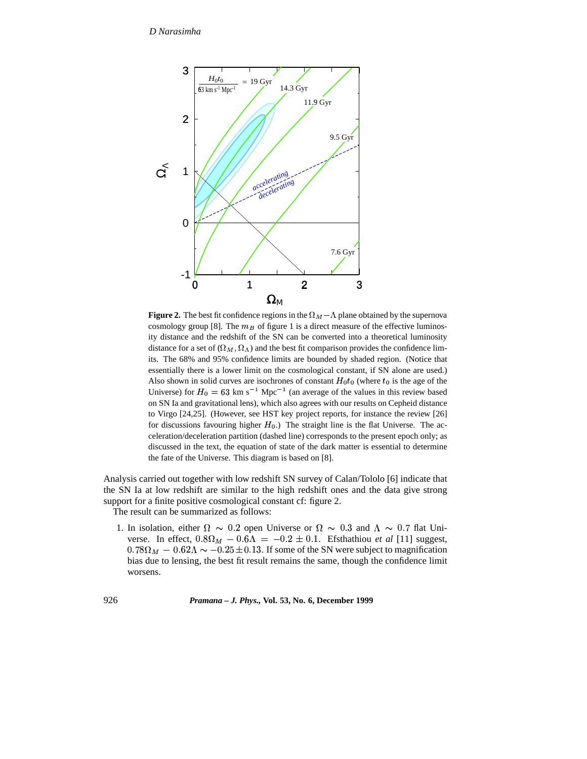**Figure 2.** The best fit confidence regions in the $\Omega_M - \Lambda$ plane obtained by the supernova cosmology group [8]. The $m_B$ of figure 1 is a direct measure of the effective luminosity distance and the redshift of the SN can be converted into a theoretical luminosity distance for a set of $(\Omega_M, \Omega_\Lambda)$ and the best fit comparison provides the confidence limits. The 68% and 95% confidence limits are bounded by shaded region. (Notice that essentially there is a lower limit on the cosmological constant, if SN alone are used.) Also shown in solid curves are isochrones of constant $H_0 t_0$ (where $t_0$ is the age of the Universe) for $H_0 = 63$ km s$^{-1}$ Mpc$^{-1}$ (an average of the values in this review based on SN Ia and gravitational lens), which also agrees with our results on Cepheid distance to Virgo [24,25]. (However, see HST key project reports, for instance the review [26] for discussions favouring higher $H_0$.) The straight line is the flat Universe. The acceleration/deceleration partition (dashed line) corresponds to the present epoch only; as discussed in the text, the equation of state of the dark matter is essential to determine the fate of the Universe. This diagram is based on [8].

Analysis carried out together with low redshift SN survey of Calan/Tololo [6] indicate that the SN Ia at low redshift are similar to the high redshift ones and the data give strong support for a finite positive cosmological constant cf: figure 2.

The result can be summarized as follows:

1. In isolation, either $\Omega \sim 0.2$ open Universe or $\Omega \sim 0.3$ and $\Lambda \sim 0.7$ flat Universe. In effect, $0.8\Omega_M - 0.6\Lambda = -0.2 \pm 0.1$. Efsthathiou *et al* [11] suggest, $0.78\Omega_M - 0.62\Lambda \sim -0.25 \pm 0.13$. If some of the SN were subject to magnification bias due to lensing, the best fit result remains the same, though the confidence limit worsens.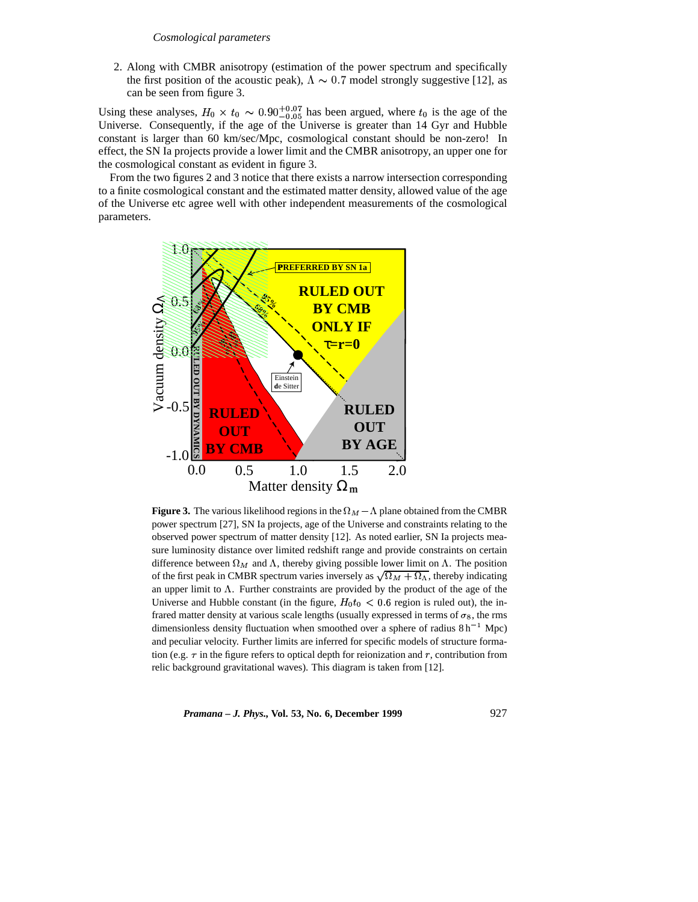2. Along with CMBR anisotropy (estimation of the power spectrum and specifically the first position of the acoustic peak), $\Lambda \sim 0.7$ model strongly suggestive [12], as can be seen from figure 3.

Using these analyses, $H_0 \times t_0 \sim 0.90^{+0.07}_{-0.05}$ has been argued, where $t_0$ is the age of the Universe. Consequently, if the age of the Universe is greater than 14 Gyr and Hubble constant is larger than 60 km/sec/Mpc, cosmological constant should be non-zero! In effect, the SN Ia projects provide a lower limit and the CMBR anisotropy, an upper one for the cosmological constant as evident in figure 3.

From the two figures 2 and 3 notice that there exists a narrow intersection corresponding to a finite cosmological constant and the estimated matter density, allowed value of the age of the Universe etc agree well with other independent measurements of the cosmological parameters.

**Figure 3.** The various likelihood regions in the $\Omega_M - \Lambda$ plane obtained from the CMBR power spectrum [27], SN Ia projects, age of the Universe and constraints relating to the observed power spectrum of matter density [12]. As noted earlier, SN Ia projects measure luminosity distance over limited redshift range and provide constraints on certain difference between $\Omega_M$ and $\Lambda$, thereby giving possible lower limit on $\Lambda$. The position of the first peak in CMBR spectrum varies inversely as $\sqrt{\Omega_M + \Omega_\Lambda}$, thereby indicating an upper limit to $\Lambda$. Further constraints are provided by the product of the age of the Universe and Hubble constant (in the figure, $H_0 t_0 < 0.6$ region is ruled out), the infrared matter density at various scale lengths (usually expressed in terms of $\sigma_8$, the rms dimensionless density fluctuation when smoothed over a sphere of radius $8\,\mathrm{h}^{-1}$ Mpc) and peculiar velocity. Further limits are inferred for specific models of structure formation (e.g. $\tau$ in the figure refers to optical depth for reionization and $r$, contribution from relic background gravitational waves). This diagram is taken from [12].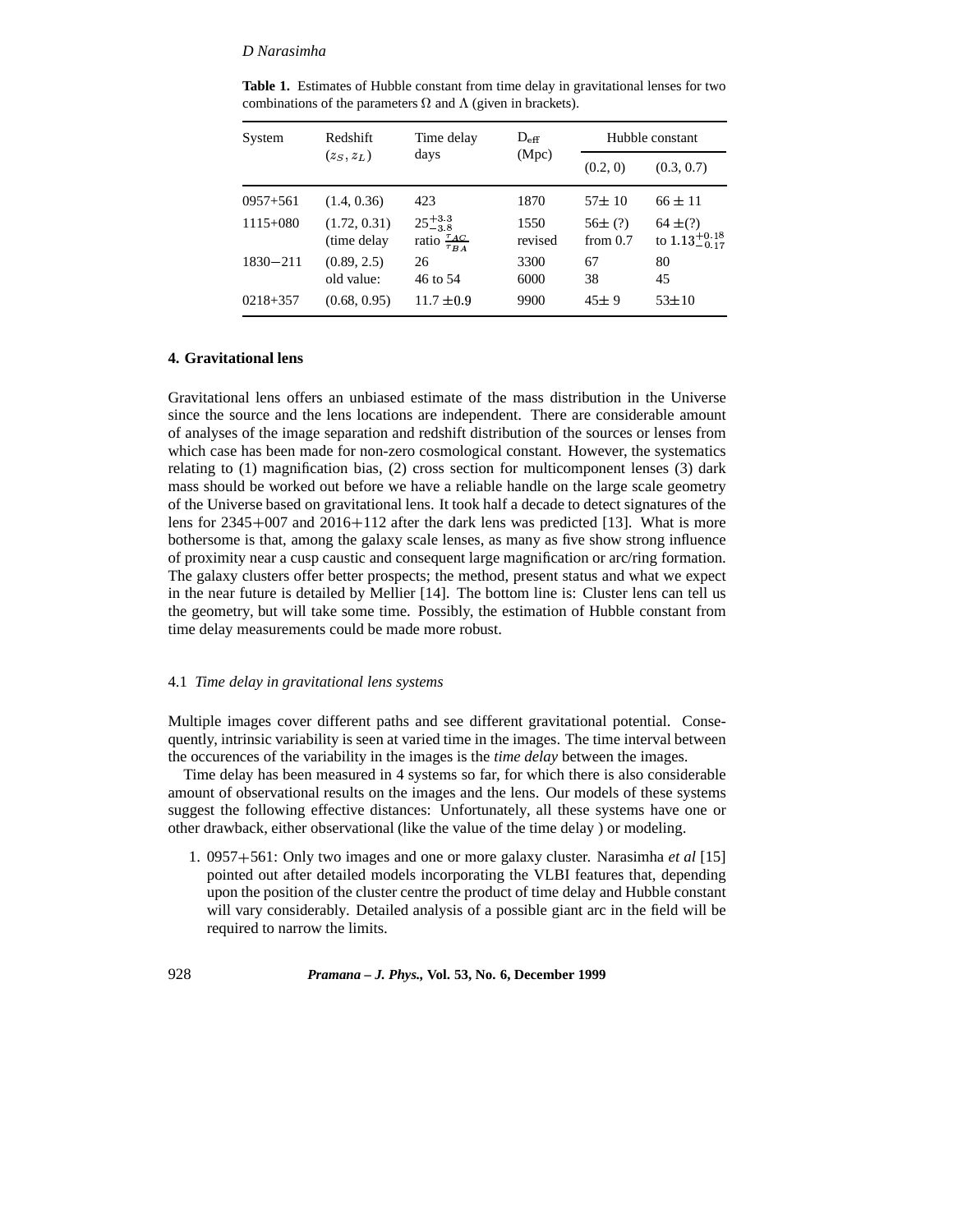**Table 1.** Estimates of Hubble constant from time delay in gravitational lenses for two combinations of the parameters Ω and Λ (given in brackets).

| System | Redshift $(z_S, z_L)$ | Time delay days | $D_{\text{eff}}$ (Mpc) | Hubble constant | |
|---|---|---|---|---|---|
| | | | | (0.2, 0) | (0.3, 0.7) |
| 0957+561 | (1.4, 0.36) | 423 | 1870 | 57± 10 | 66 ± 11 |
| 1115+080 | (1.72, 0.31) (time delay | $25^{+3.3}_{-3.8}$ ratio $\frac{\tau_{AC}}{\tau_{BA}}$ | 1550 revised | 56± (?) from 0.7 | 64 ±(?) to $1.13^{+0.18}_{-0.17}$ |
| 1830−211 | (0.89, 2.5) old value: | 26 46 to 54 | 3300 6000 | 67 38 | 80 45 |
| 0218+357 | (0.68, 0.95) | 11.7 ±0.9 | 9900 | 45± 9 | 53±10 |

## 4. Gravitational lens

Gravitational lens offers an unbiased estimate of the mass distribution in the Universe since the source and the lens locations are independent. There are considerable amount of analyses of the image separation and redshift distribution of the sources or lenses from which case has been made for non-zero cosmological constant. However, the systematics relating to (1) magnification bias, (2) cross section for multicomponent lenses (3) dark mass should be worked out before we have a reliable handle on the large scale geometry of the Universe based on gravitational lens. It took half a decade to detect signatures of the lens for 2345+007 and 2016+112 after the dark lens was predicted [13]. What is more bothersome is that, among the galaxy scale lenses, as many as five show strong influence of proximity near a cusp caustic and consequent large magnification or arc/ring formation. The galaxy clusters offer better prospects; the method, present status and what we expect in the near future is detailed by Mellier [14]. The bottom line is: Cluster lens can tell us the geometry, but will take some time. Possibly, the estimation of Hubble constant from time delay measurements could be made more robust.

### 4.1 *Time delay in gravitational lens systems*

Multiple images cover different paths and see different gravitational potential. Consequently, intrinsic variability is seen at varied time in the images. The time interval between the occurences of the variability in the images is the *time delay* between the images.

Time delay has been measured in 4 systems so far, for which there is also considerable amount of observational results on the images and the lens. Our models of these systems suggest the following effective distances: Unfortunately, all these systems have one or other drawback, either observational (like the value of the time delay ) or modeling.

1. 0957+561: Only two images and one or more galaxy cluster. Narasimha *et al* [15] pointed out after detailed models incorporating the VLBI features that, depending upon the position of the cluster centre the product of time delay and Hubble constant will vary considerably. Detailed analysis of a possible giant arc in the field will be required to narrow the limits.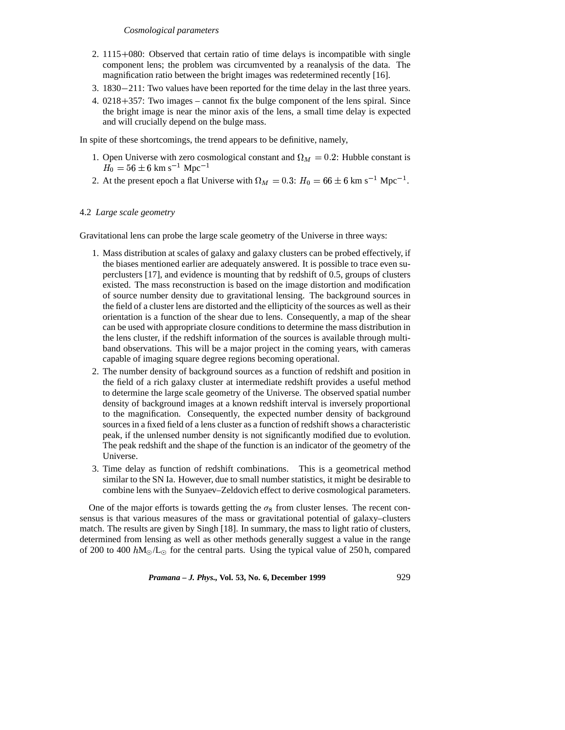2. 1115+080: Observed that certain ratio of time delays is incompatible with single component lens; the problem was circumvented by a reanalysis of the data. The magnification ratio between the bright images was redetermined recently [16].
3. 1830−211: Two values have been reported for the time delay in the last three years.
4. 0218+357: Two images – cannot fix the bulge component of the lens spiral. Since the bright image is near the minor axis of the lens, a small time delay is expected and will crucially depend on the bulge mass.

In spite of these shortcomings, the trend appears to be definitive, namely,

1. Open Universe with zero cosmological constant and $\Omega_M = 0.2$: Hubble constant is $H_0 = 56 \pm 6$ km s$^{-1}$ Mpc$^{-1}$
2. At the present epoch a flat Universe with $\Omega_M = 0.3$: $H_0 = 66 \pm 6$ km s$^{-1}$ Mpc$^{-1}$.

### 4.2 *Large scale geometry*

Gravitational lens can probe the large scale geometry of the Universe in three ways:

1. Mass distribution at scales of galaxy and galaxy clusters can be probed effectively, if the biases mentioned earlier are adequately answered. It is possible to trace even superclusters [17], and evidence is mounting that by redshift of 0.5, groups of clusters existed. The mass reconstruction is based on the image distortion and modification of source number density due to gravitational lensing. The background sources in the field of a cluster lens are distorted and the ellipticity of the sources as well as their orientation is a function of the shear due to lens. Consequently, a map of the shear can be used with appropriate closure conditions to determine the mass distribution in the lens cluster, if the redshift information of the sources is available through multi-band observations. This will be a major project in the coming years, with cameras capable of imaging square degree regions becoming operational.
2. The number density of background sources as a function of redshift and position in the field of a rich galaxy cluster at intermediate redshift provides a useful method to determine the large scale geometry of the Universe. The observed spatial number density of background images at a known redshift interval is inversely proportional to the magnification. Consequently, the expected number density of background sources in a fixed field of a lens cluster as a function of redshift shows a characteristic peak, if the unlensed number density is not significantly modified due to evolution. The peak redshift and the shape of the function is an indicator of the geometry of the Universe.
3. Time delay as function of redshift combinations. This is a geometrical method similar to the SN Ia. However, due to small number statistics, it might be desirable to combine lens with the Sunyaev–Zeldovich effect to derive cosmological parameters.

One of the major efforts is towards getting the $\sigma_8$ from cluster lenses. The recent consensus is that various measures of the mass or gravitational potential of galaxy–clusters match. The results are given by Singh [18]. In summary, the mass to light ratio of clusters, determined from lensing as well as other methods generally suggest a value in the range of 200 to 400 $h\mathrm{M}_\odot/\mathrm{L}_\odot$ for the central parts. Using the typical value of 250 h, compared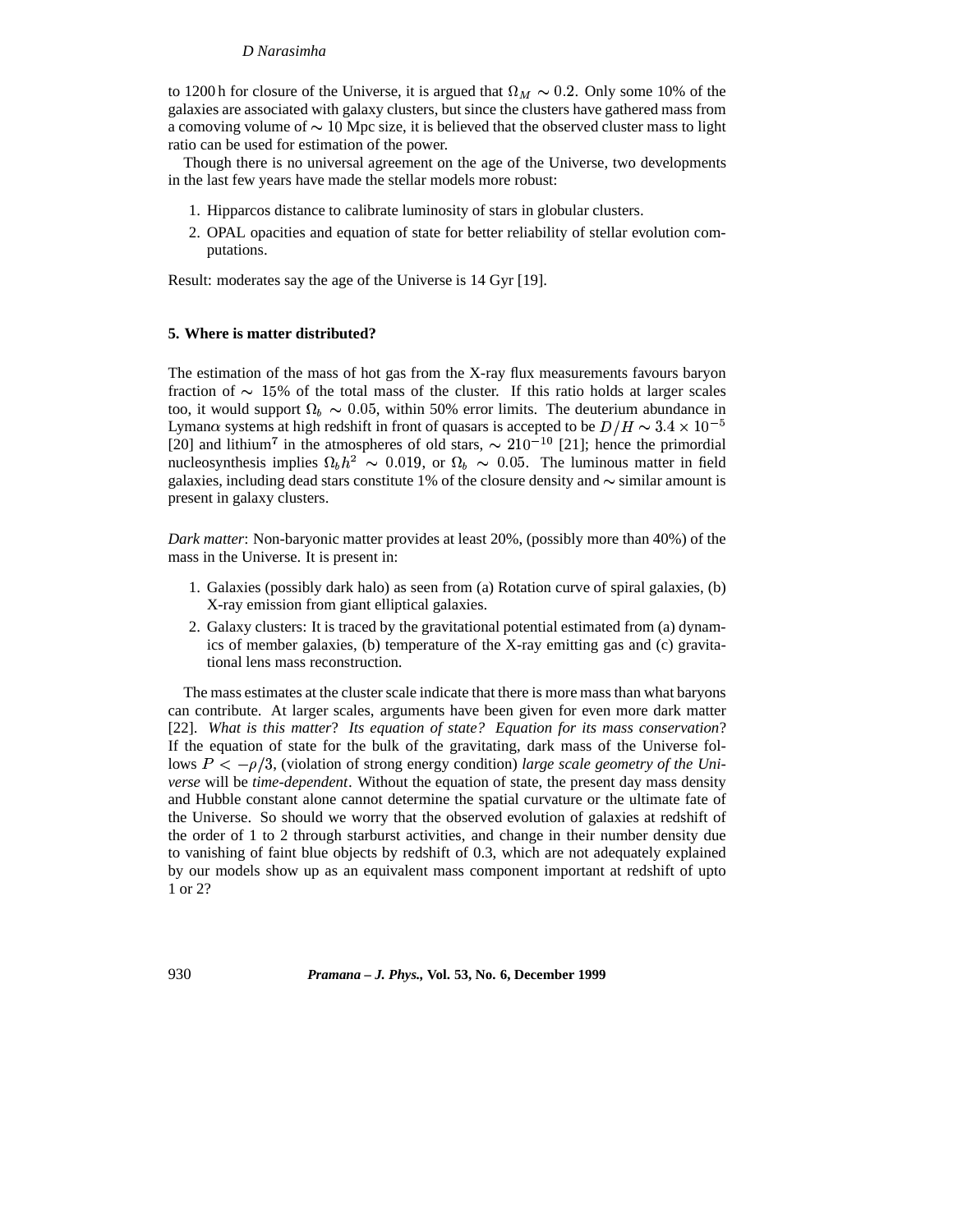to 1200 h for closure of the Universe, it is argued that $\Omega_M \sim 0.2$. Only some 10% of the galaxies are associated with galaxy clusters, but since the clusters have gathered mass from a comoving volume of $\sim 10$ Mpc size, it is believed that the observed cluster mass to light ratio can be used for estimation of the power.

Though there is no universal agreement on the age of the Universe, two developments in the last few years have made the stellar models more robust:

1. Hipparcos distance to calibrate luminosity of stars in globular clusters.
2. OPAL opacities and equation of state for better reliability of stellar evolution computations.

Result: moderates say the age of the Universe is 14 Gyr [19].

## 5. Where is matter distributed?

The estimation of the mass of hot gas from the X-ray flux measurements favours baryon fraction of $\sim 15$% of the total mass of the cluster. If this ratio holds at larger scales too, it would support $\Omega_b \sim 0.05$, within 50% error limits. The deuterium abundance in Lyman$\alpha$ systems at high redshift in front of quasars is accepted to be $D/H \sim 3.4 \times 10^{-5}$ [20] and lithium[7] in the atmospheres of old stars, $\sim 210^{-10}$ [21]; hence the primordial nucleosynthesis implies $\Omega_b h^2 \sim 0.019$, or $\Omega_b \sim 0.05$. The luminous matter in field galaxies, including dead stars constitute 1% of the closure density and $\sim$ similar amount is present in galaxy clusters.

*Dark matter*: Non-baryonic matter provides at least 20%, (possibly more than 40%) of the mass in the Universe. It is present in:

1. Galaxies (possibly dark halo) as seen from (a) Rotation curve of spiral galaxies, (b) X-ray emission from giant elliptical galaxies.
2. Galaxy clusters: It is traced by the gravitational potential estimated from (a) dynamics of member galaxies, (b) temperature of the X-ray emitting gas and (c) gravitational lens mass reconstruction.

The mass estimates at the cluster scale indicate that there is more mass than what baryons can contribute. At larger scales, arguments have been given for even more dark matter [22]. *What is this matter*? *Its equation of state? Equation for its mass conservation*? If the equation of state for the bulk of the gravitating, dark mass of the Universe follows $P < -\rho/3$, (violation of strong energy condition) *large scale geometry of the Universe* will be *time-dependent*. Without the equation of state, the present day mass density and Hubble constant alone cannot determine the spatial curvature or the ultimate fate of the Universe. So should we worry that the observed evolution of galaxies at redshift of the order of 1 to 2 through starburst activities, and change in their number density due to vanishing of faint blue objects by redshift of 0.3, which are not adequately explained by our models show up as an equivalent mass component important at redshift of upto 1 or 2?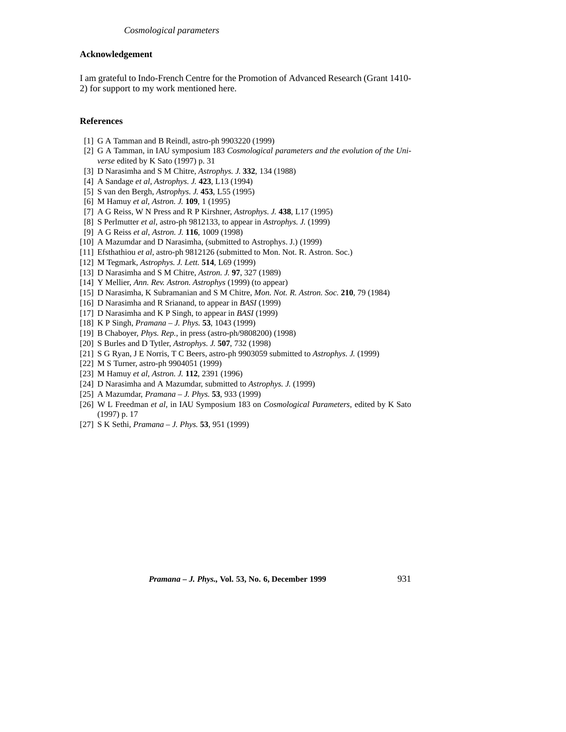## Acknowledgement

I am grateful to Indo-French Centre for the Promotion of Advanced Research (Grant 1410-2) for support to my work mentioned here.

## References

[1] G A Tamman and B Reindl, astro-ph 9903220 (1999)
[2] G A Tamman, in IAU symposium 183 *Cosmological parameters and the evolution of the Universe* edited by K Sato (1997) p. 31
[3] D Narasimha and S M Chitre, *Astrophys. J.* **332**, 134 (1988)
[4] A Sandage *et al*, *Astrophys. J.* **423**, L13 (1994)
[5] S van den Bergh, *Astrophys. J.* **453**, L55 (1995)
[6] M Hamuy *et al*, *Astron. J.* **109**, 1 (1995)
[7] A G Reiss, W N Press and R P Kirshner, *Astrophys. J.* **438**, L17 (1995)
[8] S Perlmutter *et al*, astro-ph 9812133, to appear in *Astrophys. J.* (1999)
[9] A G Reiss *et al*, *Astron. J.* **116**, 1009 (1998)
[10] A Mazumdar and D Narasimha, (submitted to Astrophys. J.) (1999)
[11] Efsthathiou *et al*, astro-ph 9812126 (submitted to Mon. Not. R. Astron. Soc.)
[12] M Tegmark, *Astrophys. J. Lett.* **514**, L69 (1999)
[13] D Narasimha and S M Chitre, *Astron. J.* **97**, 327 (1989)
[14] Y Mellier, *Ann. Rev. Astron. Astrophys* (1999) (to appear)
[15] D Narasimha, K Subramanian and S M Chitre, *Mon. Not. R. Astron. Soc.* **210**, 79 (1984)
[16] D Narasimha and R Srianand, to appear in *BASI* (1999)
[17] D Narasimha and K P Singh, to appear in *BASI* (1999)
[18] K P Singh, *Pramana – J. Phys.* **53**, 1043 (1999)
[19] B Chaboyer, *Phys. Rep.*, in press (astro-ph/9808200) (1998)
[20] S Burles and D Tytler, *Astrophys. J.* **507**, 732 (1998)
[21] S G Ryan, J E Norris, T C Beers, astro-ph 9903059 submitted to *Astrophys. J.* (1999)
[22] M S Turner, astro-ph 9904051 (1999)
[23] M Hamuy *et al*, *Astron. J.* **112**, 2391 (1996)
[24] D Narasimha and A Mazumdar, submitted to *Astrophys. J.* (1999)
[25] A Mazumdar, *Pramana – J. Phys.* **53**, 933 (1999)
[26] W L Freedman *et al*, in IAU Symposium 183 on *Cosmological Parameters*, edited by K Sato (1997) p. 17
[27] S K Sethi, *Pramana – J. Phys.* **53**, 951 (1999)